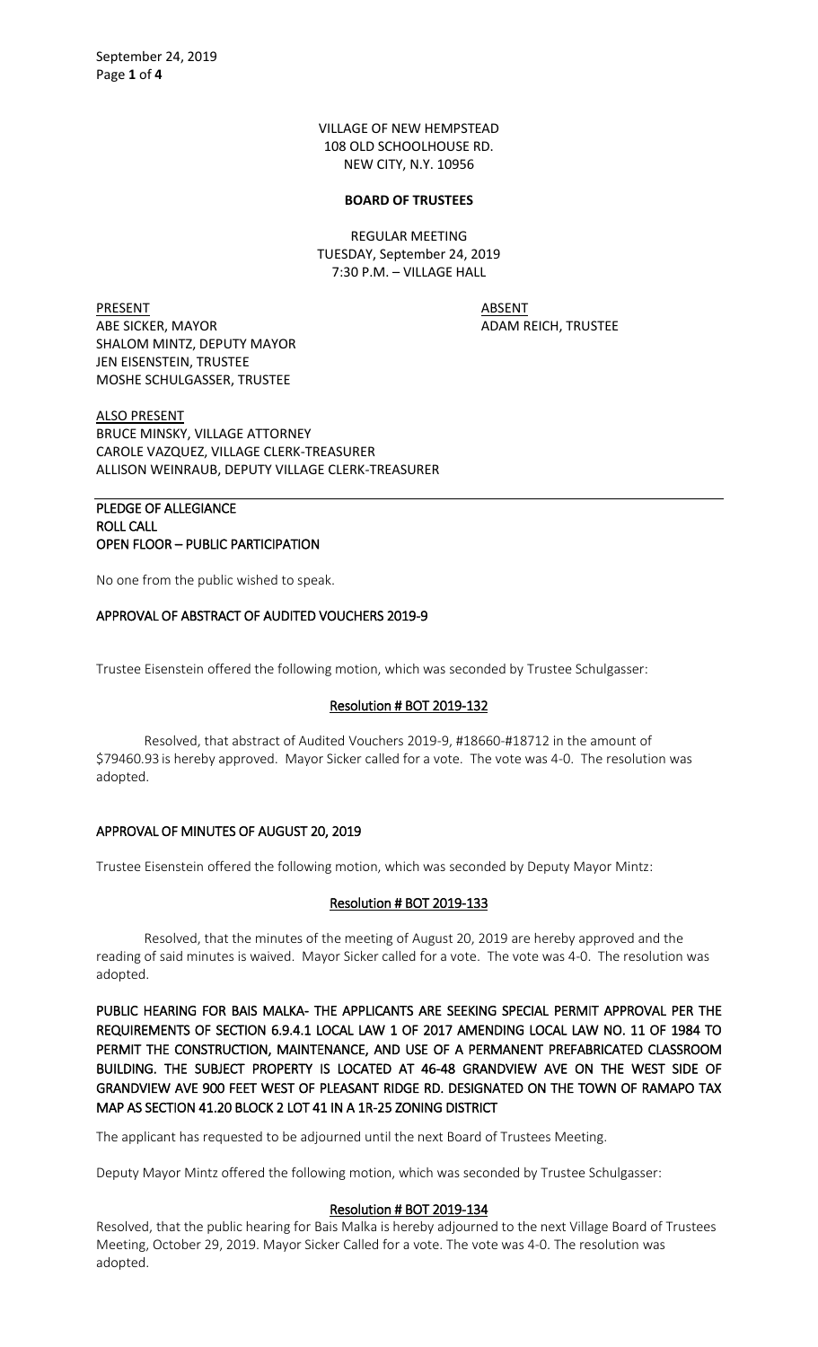VILLAGE OF NEW HEMPSTEAD
108 OLD SCHOOLHOUSE RD.
NEW CITY, N.Y. 10956

**BOARD OF TRUSTEES**

REGULAR MEETING
TUESDAY, September 24, 2019
7:30 P.M. – VILLAGE HALL

| PRESENT | ABSENT |
|---|---|
| ABE SICKER, MAYOR | ADAM REICH, TRUSTEE |
| SHALOM MINTZ, DEPUTY MAYOR | |
| JEN EISENSTEIN, TRUSTEE | |
| MOSHE SCHULGASSER, TRUSTEE | |

ALSO PRESENT
BRUCE MINSKY, VILLAGE ATTORNEY
CAROLE VAZQUEZ, VILLAGE CLERK-TREASURER
ALLISON WEINRAUB, DEPUTY VILLAGE CLERK-TREASURER

**PLEDGE OF ALLEGIANCE**
**ROLL CALL**
**OPEN FLOOR – PUBLIC PARTICIPATION**

No one from the public wished to speak.

**APPROVAL OF ABSTRACT OF AUDITED VOUCHERS 2019-9**

Trustee Eisenstein offered the following motion, which was seconded by Trustee Schulgasser:

**Resolution # BOT 2019-132**

Resolved, that abstract of Audited Vouchers 2019-9, #18660-#18712 in the amount of $79460.93 is hereby approved. Mayor Sicker called for a vote. The vote was 4-0. The resolution was adopted.

**APPROVAL OF MINUTES OF AUGUST 20, 2019**

Trustee Eisenstein offered the following motion, which was seconded by Deputy Mayor Mintz:

**Resolution # BOT 2019-133**

Resolved, that the minutes of the meeting of August 20, 2019 are hereby approved and the reading of said minutes is waived. Mayor Sicker called for a vote. The vote was 4-0. The resolution was adopted.

**PUBLIC HEARING FOR BAIS MALKA- THE APPLICANTS ARE SEEKING SPECIAL PERMIT APPROVAL PER THE REQUIREMENTS OF SECTION 6.9.4.1 LOCAL LAW 1 OF 2017 AMENDING LOCAL LAW NO. 11 OF 1984 TO PERMIT THE CONSTRUCTION, MAINTENANCE, AND USE OF A PERMANENT PREFABRICATED CLASSROOM BUILDING. THE SUBJECT PROPERTY IS LOCATED AT 46-48 GRANDVIEW AVE ON THE WEST SIDE OF GRANDVIEW AVE 900 FEET WEST OF PLEASANT RIDGE RD. DESIGNATED ON THE TOWN OF RAMAPO TAX MAP AS SECTION 41.20 BLOCK 2 LOT 41 IN A 1R-25 ZONING DISTRICT**

The applicant has requested to be adjourned until the next Board of Trustees Meeting.

Deputy Mayor Mintz offered the following motion, which was seconded by Trustee Schulgasser:

**Resolution # BOT 2019-134**

Resolved, that the public hearing for Bais Malka is hereby adjourned to the next Village Board of Trustees Meeting, October 29, 2019. Mayor Sicker Called for a vote. The vote was 4-0. The resolution was adopted.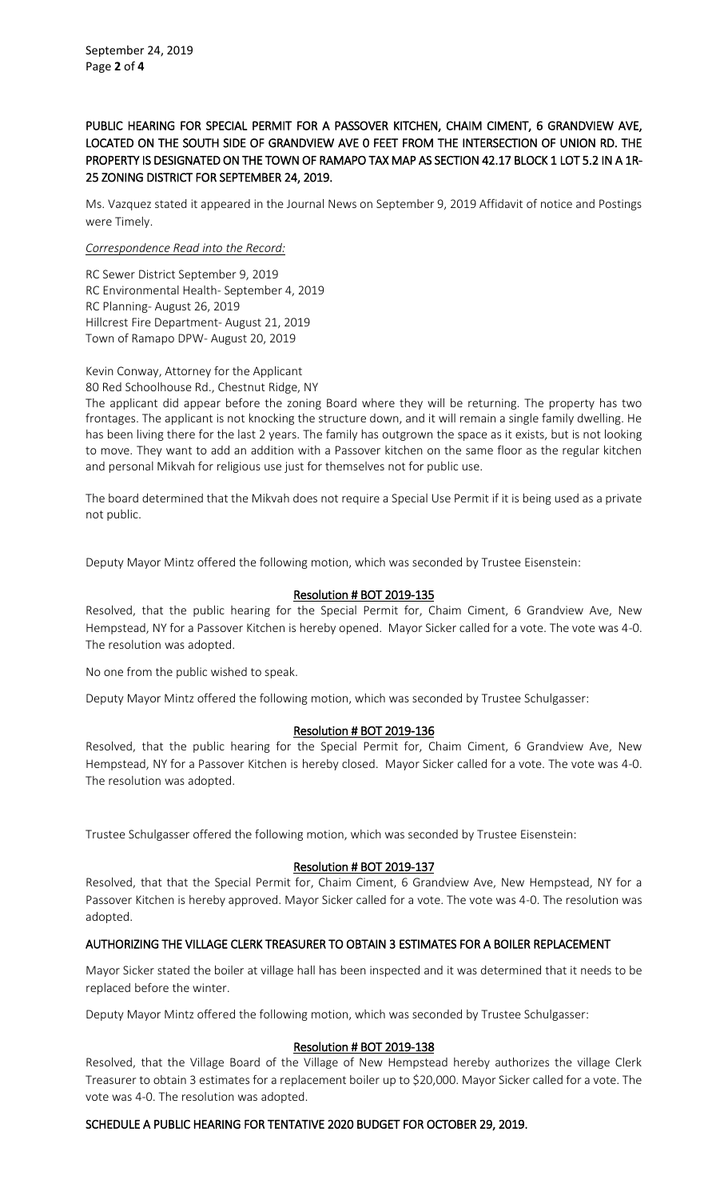**PUBLIC HEARING FOR SPECIAL PERMIT FOR A PASSOVER KITCHEN, CHAIM CIMENT, 6 GRANDVIEW AVE, LOCATED ON THE SOUTH SIDE OF GRANDVIEW AVE 0 FEET FROM THE INTERSECTION OF UNION RD. THE PROPERTY IS DESIGNATED ON THE TOWN OF RAMAPO TAX MAP AS SECTION 42.17 BLOCK 1 LOT 5.2 IN A 1R-25 ZONING DISTRICT FOR SEPTEMBER 24, 2019.**

Ms. Vazquez stated it appeared in the Journal News on September 9, 2019 Affidavit of notice and Postings were Timely.

*Correspondence Read into the Record:*

RC Sewer District September 9, 2019
RC Environmental Health- September 4, 2019
RC Planning- August 26, 2019
Hillcrest Fire Department- August 21, 2019
Town of Ramapo DPW- August 20, 2019

Kevin Conway, Attorney for the Applicant
80 Red Schoolhouse Rd., Chestnut Ridge, NY
The applicant did appear before the zoning Board where they will be returning. The property has two frontages. The applicant is not knocking the structure down, and it will remain a single family dwelling. He has been living there for the last 2 years. The family has outgrown the space as it exists, but is not looking to move. They want to add an addition with a Passover kitchen on the same floor as the regular kitchen and personal Mikvah for religious use just for themselves not for public use.

The board determined that the Mikvah does not require a Special Use Permit if it is being used as a private not public.

Deputy Mayor Mintz offered the following motion, which was seconded by Trustee Eisenstein:

**Resolution # BOT 2019-135**

Resolved, that the public hearing for the Special Permit for, Chaim Ciment, 6 Grandview Ave, New Hempstead, NY for a Passover Kitchen is hereby opened. Mayor Sicker called for a vote. The vote was 4-0. The resolution was adopted.

No one from the public wished to speak.

Deputy Mayor Mintz offered the following motion, which was seconded by Trustee Schulgasser:

**Resolution # BOT 2019-136**

Resolved, that the public hearing for the Special Permit for, Chaim Ciment, 6 Grandview Ave, New Hempstead, NY for a Passover Kitchen is hereby closed. Mayor Sicker called for a vote. The vote was 4-0. The resolution was adopted.

Trustee Schulgasser offered the following motion, which was seconded by Trustee Eisenstein:

**Resolution # BOT 2019-137**

Resolved, that that the Special Permit for, Chaim Ciment, 6 Grandview Ave, New Hempstead, NY for a Passover Kitchen is hereby approved. Mayor Sicker called for a vote. The vote was 4-0. The resolution was adopted.

**AUTHORIZING THE VILLAGE CLERK TREASURER TO OBTAIN 3 ESTIMATES FOR A BOILER REPLACEMENT**

Mayor Sicker stated the boiler at village hall has been inspected and it was determined that it needs to be replaced before the winter.

Deputy Mayor Mintz offered the following motion, which was seconded by Trustee Schulgasser:

**Resolution # BOT 2019-138**

Resolved, that the Village Board of the Village of New Hempstead hereby authorizes the village Clerk Treasurer to obtain 3 estimates for a replacement boiler up to $20,000. Mayor Sicker called for a vote. The vote was 4-0. The resolution was adopted.

**SCHEDULE A PUBLIC HEARING FOR TENTATIVE 2020 BUDGET FOR OCTOBER 29, 2019.**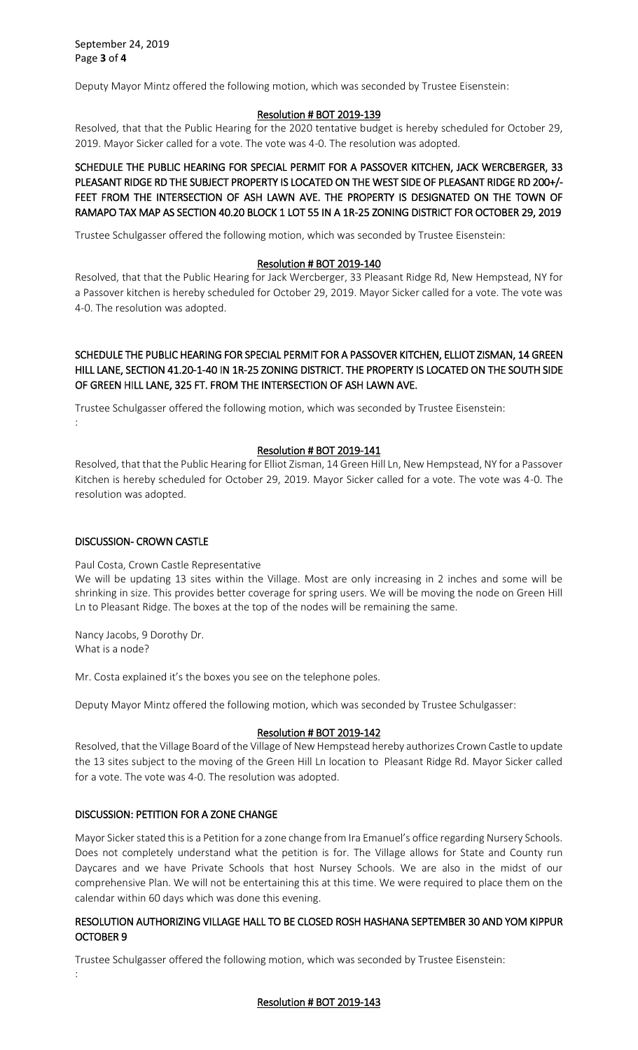Deputy Mayor Mintz offered the following motion, which was seconded by Trustee Eisenstein:

**Resolution # BOT 2019-139**

Resolved, that that the Public Hearing for the 2020 tentative budget is hereby scheduled for October 29, 2019. Mayor Sicker called for a vote. The vote was 4-0. The resolution was adopted.

**SCHEDULE THE PUBLIC HEARING FOR SPECIAL PERMIT FOR A PASSOVER KITCHEN, JACK WERCBERGER, 33 PLEASANT RIDGE RD THE SUBJECT PROPERTY IS LOCATED ON THE WEST SIDE OF PLEASANT RIDGE RD 200+/- FEET FROM THE INTERSECTION OF ASH LAWN AVE. THE PROPERTY IS DESIGNATED ON THE TOWN OF RAMAPO TAX MAP AS SECTION 40.20 BLOCK 1 LOT 55 IN A 1R-25 ZONING DISTRICT FOR OCTOBER 29, 2019**

Trustee Schulgasser offered the following motion, which was seconded by Trustee Eisenstein:

**Resolution # BOT 2019-140**

Resolved, that that the Public Hearing for Jack Wercberger, 33 Pleasant Ridge Rd, New Hempstead, NY for a Passover kitchen is hereby scheduled for October 29, 2019. Mayor Sicker called for a vote. The vote was 4-0. The resolution was adopted.

**SCHEDULE THE PUBLIC HEARING FOR SPECIAL PERMIT FOR A PASSOVER KITCHEN, ELLIOT ZISMAN, 14 GREEN HILL LANE, SECTION 41.20-1-40 IN 1R-25 ZONING DISTRICT. THE PROPERTY IS LOCATED ON THE SOUTH SIDE OF GREEN HILL LANE, 325 FT. FROM THE INTERSECTION OF ASH LAWN AVE.**

Trustee Schulgasser offered the following motion, which was seconded by Trustee Eisenstein:
:

**Resolution # BOT 2019-141**

Resolved, that that the Public Hearing for Elliot Zisman, 14 Green Hill Ln, New Hempstead, NY for a Passover Kitchen is hereby scheduled for October 29, 2019. Mayor Sicker called for a vote. The vote was 4-0. The resolution was adopted.

**DISCUSSION- CROWN CASTLE**

Paul Costa, Crown Castle Representative
We will be updating 13 sites within the Village. Most are only increasing in 2 inches and some will be shrinking in size. This provides better coverage for spring users. We will be moving the node on Green Hill Ln to Pleasant Ridge. The boxes at the top of the nodes will be remaining the same.

Nancy Jacobs, 9 Dorothy Dr.
What is a node?

Mr. Costa explained it's the boxes you see on the telephone poles.

Deputy Mayor Mintz offered the following motion, which was seconded by Trustee Schulgasser:

**Resolution # BOT 2019-142**

Resolved, that the Village Board of the Village of New Hempstead hereby authorizes Crown Castle to update the 13 sites subject to the moving of the Green Hill Ln location to Pleasant Ridge Rd. Mayor Sicker called for a vote. The vote was 4-0. The resolution was adopted.

**DISCUSSION: PETITION FOR A ZONE CHANGE**

Mayor Sicker stated this is a Petition for a zone change from Ira Emanuel's office regarding Nursery Schools. Does not completely understand what the petition is for. The Village allows for State and County run Daycares and we have Private Schools that host Nursey Schools. We are also in the midst of our comprehensive Plan. We will not be entertaining this at this time. We were required to place them on the calendar within 60 days which was done this evening.

**RESOLUTION AUTHORIZING VILLAGE HALL TO BE CLOSED ROSH HASHANA SEPTEMBER 30 AND YOM KIPPUR OCTOBER 9**

Trustee Schulgasser offered the following motion, which was seconded by Trustee Eisenstein:
:

**Resolution # BOT 2019-143**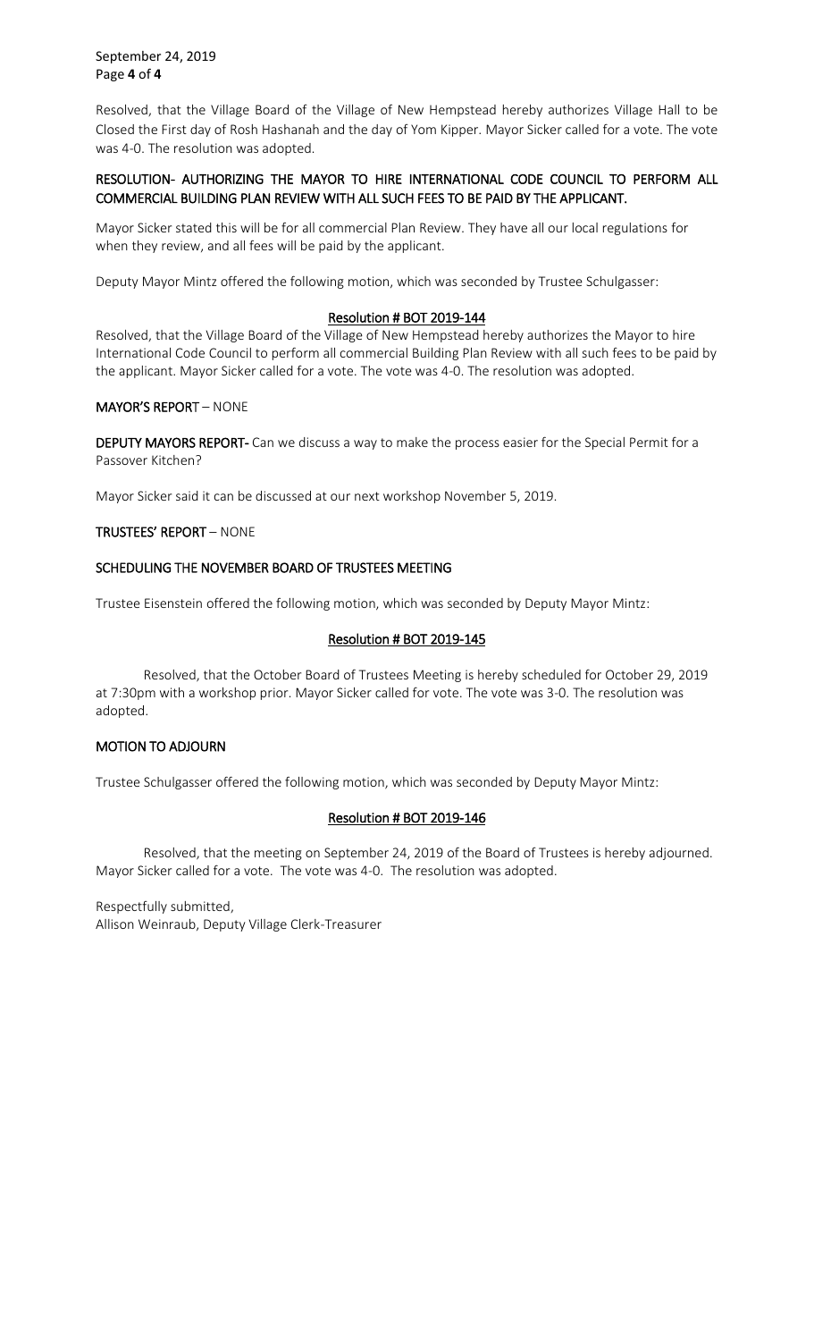Resolved, that the Village Board of the Village of New Hempstead hereby authorizes Village Hall to be Closed the First day of Rosh Hashanah and the day of Yom Kipper. Mayor Sicker called for a vote. The vote was 4-0. The resolution was adopted.

**RESOLUTION- AUTHORIZING THE MAYOR TO HIRE INTERNATIONAL CODE COUNCIL TO PERFORM ALL COMMERCIAL BUILDING PLAN REVIEW WITH ALL SUCH FEES TO BE PAID BY THE APPLICANT.**

Mayor Sicker stated this will be for all commercial Plan Review. They have all our local regulations for when they review, and all fees will be paid by the applicant.

Deputy Mayor Mintz offered the following motion, which was seconded by Trustee Schulgasser:

**Resolution # BOT 2019-144**

Resolved, that the Village Board of the Village of New Hempstead hereby authorizes the Mayor to hire International Code Council to perform all commercial Building Plan Review with all such fees to be paid by the applicant. Mayor Sicker called for a vote. The vote was 4-0. The resolution was adopted.

**MAYOR'S REPORT** – NONE

**DEPUTY MAYORS REPORT-** Can we discuss a way to make the process easier for the Special Permit for a Passover Kitchen?

Mayor Sicker said it can be discussed at our next workshop November 5, 2019.

**TRUSTEES' REPORT** – NONE

**SCHEDULING THE NOVEMBER BOARD OF TRUSTEES MEETING**

Trustee Eisenstein offered the following motion, which was seconded by Deputy Mayor Mintz:

**Resolution # BOT 2019-145**

Resolved, that the October Board of Trustees Meeting is hereby scheduled for October 29, 2019 at 7:30pm with a workshop prior. Mayor Sicker called for vote. The vote was 3-0. The resolution was adopted.

**MOTION TO ADJOURN**

Trustee Schulgasser offered the following motion, which was seconded by Deputy Mayor Mintz:

**Resolution # BOT 2019-146**

Resolved, that the meeting on September 24, 2019 of the Board of Trustees is hereby adjourned. Mayor Sicker called for a vote. The vote was 4-0. The resolution was adopted.

Respectfully submitted,
Allison Weinraub, Deputy Village Clerk-Treasurer